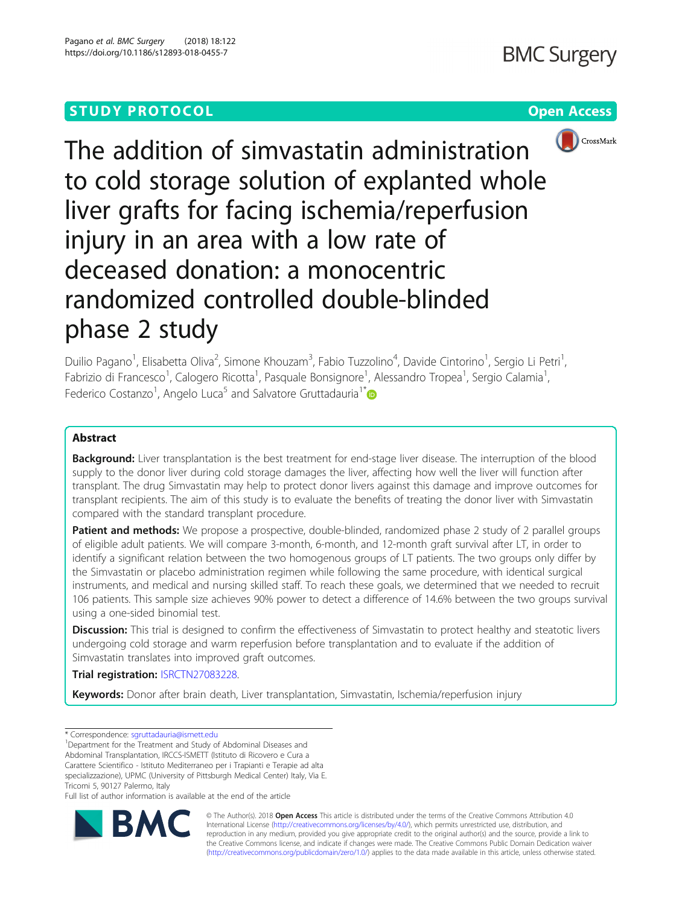STUDY PROTOCOL

Open Access

# The addition of simvastatin administration to cold storage solution of explanted whole liver grafts for facing ischemia/reperfusion injury in an area with a low rate of deceased donation: a monocentric randomized controlled double-blinded phase 2 study

Duilio Pagano[1], Elisabetta Oliva[2], Simone Khouzam[3], Fabio Tuzzolino[4], Davide Cintorino[1], Sergio Li Petri[1], Fabrizio di Francesco[1], Calogero Ricotta[1], Pasquale Bonsignore[1], Alessandro Tropea[1], Sergio Calamia[1], Federico Costanzo[1], Angelo Luca[5] and Salvatore Gruttadauria[1*]

## Abstract

**Background:** Liver transplantation is the best treatment for end-stage liver disease. The interruption of the blood supply to the donor liver during cold storage damages the liver, affecting how well the liver will function after transplant. The drug Simvastatin may help to protect donor livers against this damage and improve outcomes for transplant recipients. The aim of this study is to evaluate the benefits of treating the donor liver with Simvastatin compared with the standard transplant procedure.

**Patient and methods:** We propose a prospective, double-blinded, randomized phase 2 study of 2 parallel groups of eligible adult patients. We will compare 3-month, 6-month, and 12-month graft survival after LT, in order to identify a significant relation between the two homogenous groups of LT patients. The two groups only differ by the Simvastatin or placebo administration regimen while following the same procedure, with identical surgical instruments, and medical and nursing skilled staff. To reach these goals, we determined that we needed to recruit 106 patients. This sample size achieves 90% power to detect a difference of 14.6% between the two groups survival using a one-sided binomial test.

**Discussion:** This trial is designed to confirm the effectiveness of Simvastatin to protect healthy and steatotic livers undergoing cold storage and warm reperfusion before transplantation and to evaluate if the addition of Simvastatin translates into improved graft outcomes.

**Trial registration:** ISRCTN27083228.

**Keywords:** Donor after brain death, Liver transplantation, Simvastatin, Ischemia/reperfusion injury

\* Correspondence: sgruttadauria@ismett.edu
[1]Department for the Treatment and Study of Abdominal Diseases and Abdominal Transplantation, IRCCS-ISMETT (Istituto di Ricovero e Cura a Carattere Scientifico - Istituto Mediterraneo per i Trapianti e Terapie ad alta specializzazione), UPMC (University of Pittsburgh Medical Center) Italy, Via E. Tricomi 5, 90127 Palermo, Italy
Full list of author information is available at the end of the article

© The Author(s). 2018 **Open Access** This article is distributed under the terms of the Creative Commons Attribution 4.0 International License (http://creativecommons.org/licenses/by/4.0/), which permits unrestricted use, distribution, and reproduction in any medium, provided you give appropriate credit to the original author(s) and the source, provide a link to the Creative Commons license, and indicate if changes were made. The Creative Commons Public Domain Dedication waiver (http://creativecommons.org/publicdomain/zero/1.0/) applies to the data made available in this article, unless otherwise stated.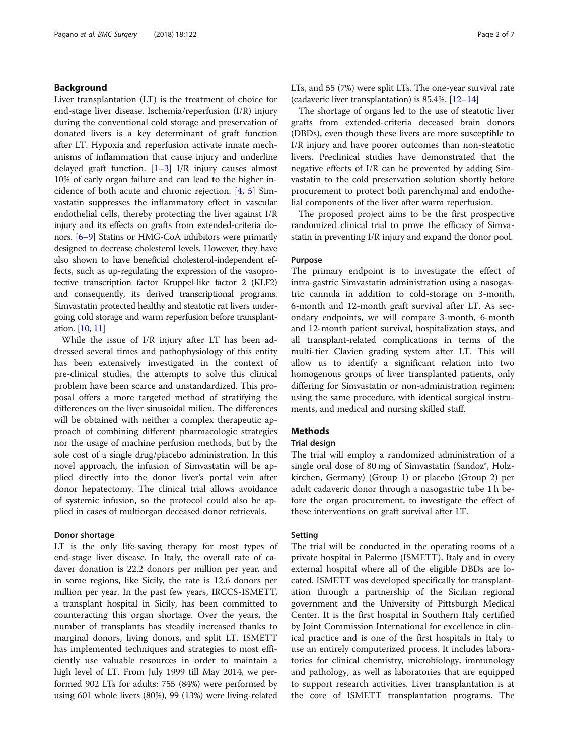## Background

Liver transplantation (LT) is the treatment of choice for end-stage liver disease. Ischemia/reperfusion (I/R) injury during the conventional cold storage and preservation of donated livers is a key determinant of graft function after LT. Hypoxia and reperfusion activate innate mechanisms of inflammation that cause injury and underline delayed graft function. [1–3] I/R injury causes almost 10% of early organ failure and can lead to the higher incidence of both acute and chronic rejection. [4, 5] Simvastatin suppresses the inflammatory effect in vascular endothelial cells, thereby protecting the liver against I/R injury and its effects on grafts from extended-criteria donors. [6–9] Statins or HMG-CoA inhibitors were primarily designed to decrease cholesterol levels. However, they have also shown to have beneficial cholesterol-independent effects, such as up-regulating the expression of the vasoprotective transcription factor Kruppel-like factor 2 (KLF2) and consequently, its derived transcriptional programs. Simvastatin protected healthy and steatotic rat livers undergoing cold storage and warm reperfusion before transplantation. [10, 11]

While the issue of I/R injury after LT has been addressed several times and pathophysiology of this entity has been extensively investigated in the context of pre-clinical studies, the attempts to solve this clinical problem have been scarce and unstandardized. This proposal offers a more targeted method of stratifying the differences on the liver sinusoidal milieu. The differences will be obtained with neither a complex therapeutic approach of combining different pharmacologic strategies nor the usage of machine perfusion methods, but by the sole cost of a single drug/placebo administration. In this novel approach, the infusion of Simvastatin will be applied directly into the donor liver's portal vein after donor hepatectomy. The clinical trial allows avoidance of systemic infusion, so the protocol could also be applied in cases of multiorgan deceased donor retrievals.

### Donor shortage

LT is the only life-saving therapy for most types of end-stage liver disease. In Italy, the overall rate of cadaver donation is 22.2 donors per million per year, and in some regions, like Sicily, the rate is 12.6 donors per million per year. In the past few years, IRCCS-ISMETT, a transplant hospital in Sicily, has been committed to counteracting this organ shortage. Over the years, the number of transplants has steadily increased thanks to marginal donors, living donors, and split LT. ISMETT has implemented techniques and strategies to most efficiently use valuable resources in order to maintain a high level of LT. From July 1999 till May 2014, we performed 902 LTs for adults: 755 (84%) were performed by using 601 whole livers (80%), 99 (13%) were living-related LTs, and 55 (7%) were split LTs. The one-year survival rate (cadaveric liver transplantation) is 85.4%. [12–14]

The shortage of organs led to the use of steatotic liver grafts from extended-criteria deceased brain donors (DBDs), even though these livers are more susceptible to I/R injury and have poorer outcomes than non-steatotic livers. Preclinical studies have demonstrated that the negative effects of I/R can be prevented by adding Simvastatin to the cold preservation solution shortly before procurement to protect both parenchymal and endothelial components of the liver after warm reperfusion.

The proposed project aims to be the first prospective randomized clinical trial to prove the efficacy of Simvastatin in preventing I/R injury and expand the donor pool.

### Purpose

The primary endpoint is to investigate the effect of intra-gastric Simvastatin administration using a nasogastric cannula in addition to cold-storage on 3-month, 6-month and 12-month graft survival after LT. As secondary endpoints, we will compare 3-month, 6-month and 12-month patient survival, hospitalization stays, and all transplant-related complications in terms of the multi-tier Clavien grading system after LT. This will allow us to identify a significant relation into two homogenous groups of liver transplanted patients, only differing for Simvastatin or non-administration regimen; using the same procedure, with identical surgical instruments, and medical and nursing skilled staff.

## Methods

### Trial design

The trial will employ a randomized administration of a single oral dose of 80 mg of Simvastatin (Sandoz®, Holzkirchen, Germany) (Group 1) or placebo (Group 2) per adult cadaveric donor through a nasogastric tube 1 h before the organ procurement, to investigate the effect of these interventions on graft survival after LT.

### Setting

The trial will be conducted in the operating rooms of a private hospital in Palermo (ISMETT), Italy and in every external hospital where all of the eligible DBDs are located. ISMETT was developed specifically for transplantation through a partnership of the Sicilian regional government and the University of Pittsburgh Medical Center. It is the first hospital in Southern Italy certified by Joint Commission International for excellence in clinical practice and is one of the first hospitals in Italy to use an entirely computerized process. It includes laboratories for clinical chemistry, microbiology, immunology and pathology, as well as laboratories that are equipped to support research activities. Liver transplantation is at the core of ISMETT transplantation programs. The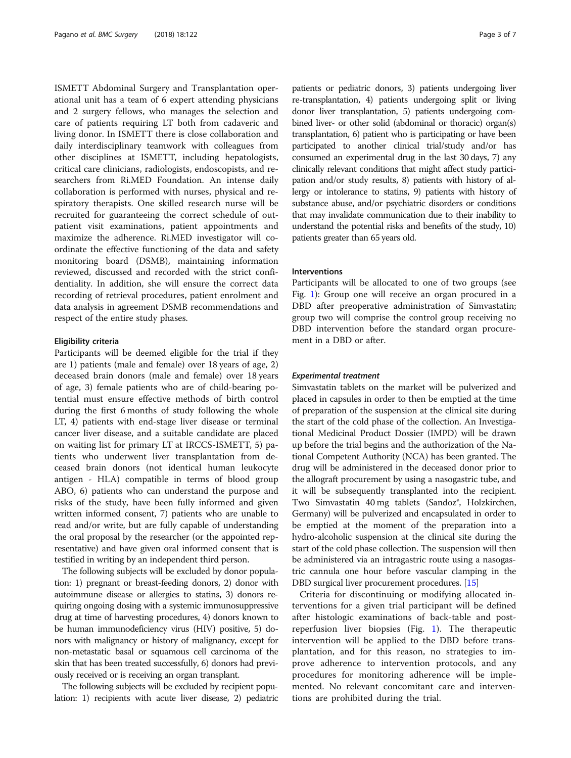ISMETT Abdominal Surgery and Transplantation operational unit has a team of 6 expert attending physicians and 2 surgery fellows, who manages the selection and care of patients requiring LT both from cadaveric and living donor. In ISMETT there is close collaboration and daily interdisciplinary teamwork with colleagues from other disciplines at ISMETT, including hepatologists, critical care clinicians, radiologists, endoscopists, and researchers from Ri.MED Foundation. An intense daily collaboration is performed with nurses, physical and respiratory therapists. One skilled research nurse will be recruited for guaranteeing the correct schedule of outpatient visit examinations, patient appointments and maximize the adherence. Ri.MED investigator will coordinate the effective functioning of the data and safety monitoring board (DSMB), maintaining information reviewed, discussed and recorded with the strict confidentiality. In addition, she will ensure the correct data recording of retrieval procedures, patient enrolment and data analysis in agreement DSMB recommendations and respect of the entire study phases.

### Eligibility criteria

Participants will be deemed eligible for the trial if they are 1) patients (male and female) over 18 years of age, 2) deceased brain donors (male and female) over 18 years of age, 3) female patients who are of child-bearing potential must ensure effective methods of birth control during the first 6 months of study following the whole LT, 4) patients with end-stage liver disease or terminal cancer liver disease, and a suitable candidate are placed on waiting list for primary LT at IRCCS-ISMETT, 5) patients who underwent liver transplantation from deceased brain donors (not identical human leukocyte antigen - HLA) compatible in terms of blood group ABO, 6) patients who can understand the purpose and risks of the study, have been fully informed and given written informed consent, 7) patients who are unable to read and/or write, but are fully capable of understanding the oral proposal by the researcher (or the appointed representative) and have given oral informed consent that is testified in writing by an independent third person.

The following subjects will be excluded by donor population: 1) pregnant or breast-feeding donors, 2) donor with autoimmune disease or allergies to statins, 3) donors requiring ongoing dosing with a systemic immunosuppressive drug at time of harvesting procedures, 4) donors known to be human immunodeficiency virus (HIV) positive, 5) donors with malignancy or history of malignancy, except for non-metastatic basal or squamous cell carcinoma of the skin that has been treated successfully, 6) donors had previously received or is receiving an organ transplant.

The following subjects will be excluded by recipient population: 1) recipients with acute liver disease, 2) pediatric patients or pediatric donors, 3) patients undergoing liver re-transplantation, 4) patients undergoing split or living donor liver transplantation, 5) patients undergoing combined liver- or other solid (abdominal or thoracic) organ(s) transplantation, 6) patient who is participating or have been participated to another clinical trial/study and/or has consumed an experimental drug in the last 30 days, 7) any clinically relevant conditions that might affect study participation and/or study results, 8) patients with history of allergy or intolerance to statins, 9) patients with history of substance abuse, and/or psychiatric disorders or conditions that may invalidate communication due to their inability to understand the potential risks and benefits of the study, 10) patients greater than 65 years old.

### Interventions

Participants will be allocated to one of two groups (see Fig. 1): Group one will receive an organ procured in a DBD after preoperative administration of Simvastatin; group two will comprise the control group receiving no DBD intervention before the standard organ procurement in a DBD or after.

#### *Experimental treatment*

Simvastatin tablets on the market will be pulverized and placed in capsules in order to then be emptied at the time of preparation of the suspension at the clinical site during the start of the cold phase of the collection. An Investigational Medicinal Product Dossier (IMPD) will be drawn up before the trial begins and the authorization of the National Competent Authority (NCA) has been granted. The drug will be administered in the deceased donor prior to the allograft procurement by using a nasogastric tube, and it will be subsequently transplanted into the recipient. Two Simvastatin 40 mg tablets (Sandoz®, Holzkirchen, Germany) will be pulverized and encapsulated in order to be emptied at the moment of the preparation into a hydro-alcoholic suspension at the clinical site during the start of the cold phase collection. The suspension will then be administered via an intragastric route using a nasogastric cannula one hour before vascular clamping in the DBD surgical liver procurement procedures. [15]

Criteria for discontinuing or modifying allocated interventions for a given trial participant will be defined after histologic examinations of back-table and post-reperfusion liver biopsies (Fig. 1). The therapeutic intervention will be applied to the DBD before transplantation, and for this reason, no strategies to improve adherence to intervention protocols, and any procedures for monitoring adherence will be implemented. No relevant concomitant care and interventions are prohibited during the trial.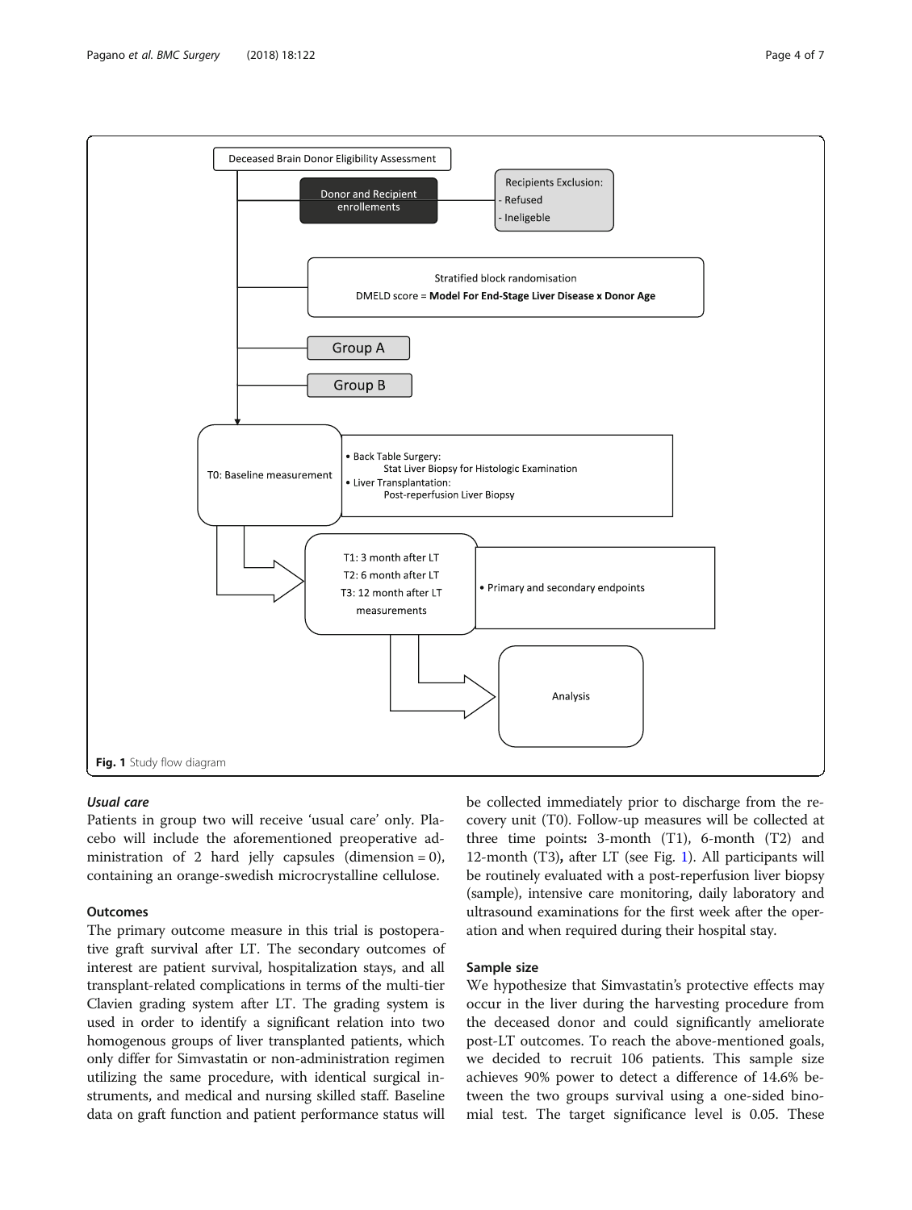Fig. 1 Study flow diagram

### *Usual care*

Patients in group two will receive 'usual care' only. Placebo will include the aforementioned preoperative administration of 2 hard jelly capsules (dimension = 0), containing an orange-swedish microcrystalline cellulose.

### Outcomes

The primary outcome measure in this trial is postoperative graft survival after LT. The secondary outcomes of interest are patient survival, hospitalization stays, and all transplant-related complications in terms of the multi-tier Clavien grading system after LT. The grading system is used in order to identify a significant relation into two homogenous groups of liver transplanted patients, which only differ for Simvastatin or non-administration regimen utilizing the same procedure, with identical surgical instruments, and medical and nursing skilled staff. Baseline data on graft function and patient performance status will be collected immediately prior to discharge from the recovery unit (T0). Follow-up measures will be collected at three time points: 3-month (T1), 6-month (T2) and 12-month (T3), after LT (see Fig. 1). All participants will be routinely evaluated with a post-reperfusion liver biopsy (sample), intensive care monitoring, daily laboratory and ultrasound examinations for the first week after the operation and when required during their hospital stay.

### Sample size

We hypothesize that Simvastatin's protective effects may occur in the liver during the harvesting procedure from the deceased donor and could significantly ameliorate post-LT outcomes. To reach the above-mentioned goals, we decided to recruit 106 patients. This sample size achieves 90% power to detect a difference of 14.6% between the two groups survival using a one-sided binomial test. The target significance level is 0.05. These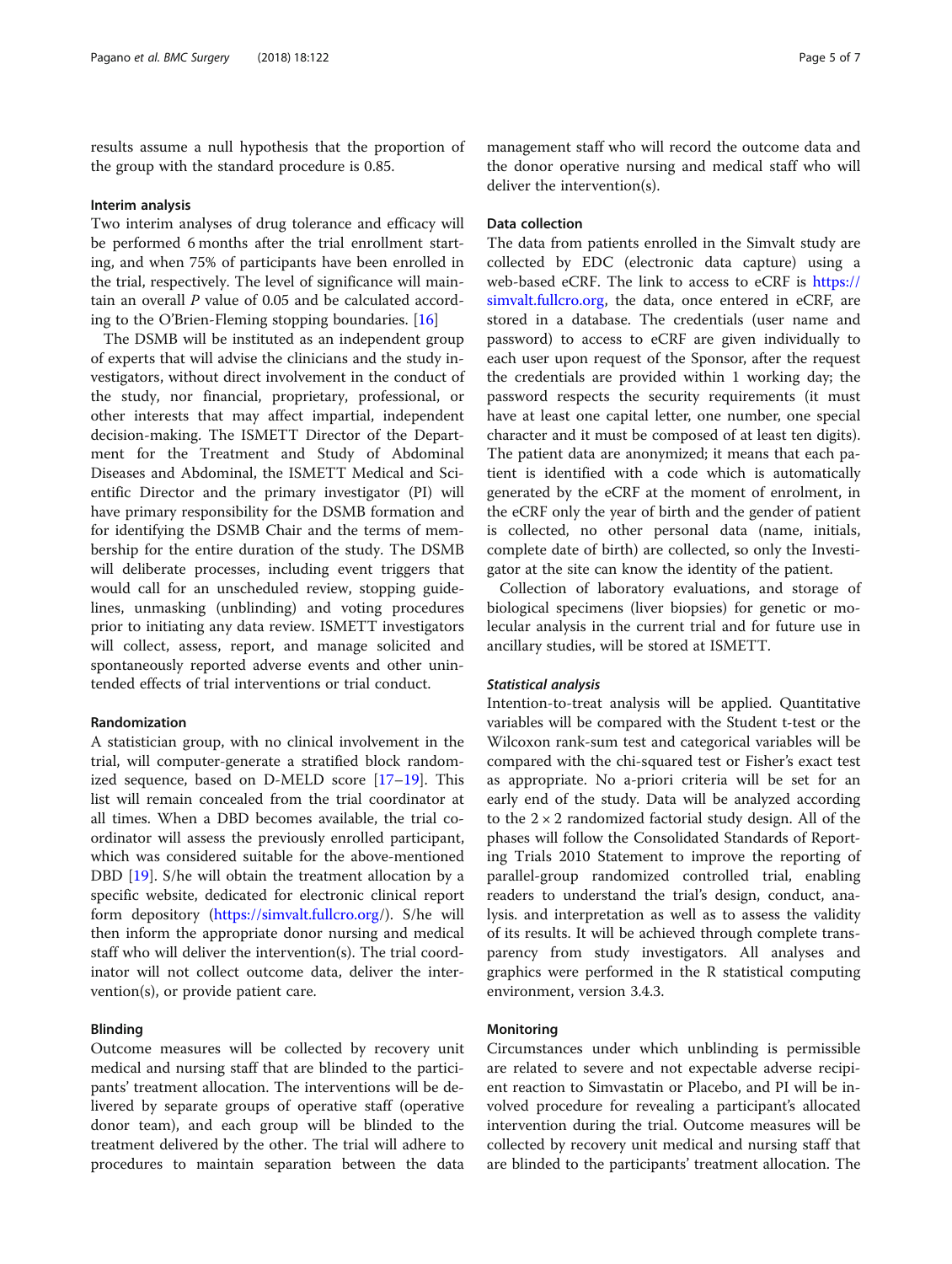results assume a null hypothesis that the proportion of the group with the standard procedure is 0.85.

### Interim analysis

Two interim analyses of drug tolerance and efficacy will be performed 6 months after the trial enrollment starting, and when 75% of participants have been enrolled in the trial, respectively. The level of significance will maintain an overall *P* value of 0.05 and be calculated according to the O'Brien-Fleming stopping boundaries. [16]

The DSMB will be instituted as an independent group of experts that will advise the clinicians and the study investigators, without direct involvement in the conduct of the study, nor financial, proprietary, professional, or other interests that may affect impartial, independent decision-making. The ISMETT Director of the Department for the Treatment and Study of Abdominal Diseases and Abdominal, the ISMETT Medical and Scientific Director and the primary investigator (PI) will have primary responsibility for the DSMB formation and for identifying the DSMB Chair and the terms of membership for the entire duration of the study. The DSMB will deliberate processes, including event triggers that would call for an unscheduled review, stopping guidelines, unmasking (unblinding) and voting procedures prior to initiating any data review. ISMETT investigators will collect, assess, report, and manage solicited and spontaneously reported adverse events and other unintended effects of trial interventions or trial conduct.

### Randomization

A statistician group, with no clinical involvement in the trial, will computer-generate a stratified block randomized sequence, based on D-MELD score [17–19]. This list will remain concealed from the trial coordinator at all times. When a DBD becomes available, the trial coordinator will assess the previously enrolled participant, which was considered suitable for the above-mentioned DBD [19]. S/he will obtain the treatment allocation by a specific website, dedicated for electronic clinical report form depository (https://simvalt.fullcro.org/). S/he will then inform the appropriate donor nursing and medical staff who will deliver the intervention(s). The trial coordinator will not collect outcome data, deliver the intervention(s), or provide patient care.

### Blinding

Outcome measures will be collected by recovery unit medical and nursing staff that are blinded to the participants' treatment allocation. The interventions will be delivered by separate groups of operative staff (operative donor team), and each group will be blinded to the treatment delivered by the other. The trial will adhere to procedures to maintain separation between the data management staff who will record the outcome data and the donor operative nursing and medical staff who will deliver the intervention(s).

### Data collection

The data from patients enrolled in the Simvalt study are collected by EDC (electronic data capture) using a web-based eCRF. The link to access to eCRF is https://simvalt.fullcro.org, the data, once entered in eCRF, are stored in a database. The credentials (user name and password) to access to eCRF are given individually to each user upon request of the Sponsor, after the request the credentials are provided within 1 working day; the password respects the security requirements (it must have at least one capital letter, one number, one special character and it must be composed of at least ten digits). The patient data are anonymized; it means that each patient is identified with a code which is automatically generated by the eCRF at the moment of enrolment, in the eCRF only the year of birth and the gender of patient is collected, no other personal data (name, initials, complete date of birth) are collected, so only the Investigator at the site can know the identity of the patient.

Collection of laboratory evaluations, and storage of biological specimens (liver biopsies) for genetic or molecular analysis in the current trial and for future use in ancillary studies, will be stored at ISMETT.

#### *Statistical analysis*

Intention-to-treat analysis will be applied. Quantitative variables will be compared with the Student t-test or the Wilcoxon rank-sum test and categorical variables will be compared with the chi-squared test or Fisher's exact test as appropriate. No a-priori criteria will be set for an early end of the study. Data will be analyzed according to the $2 \times 2$ randomized factorial study design. All of the phases will follow the Consolidated Standards of Reporting Trials 2010 Statement to improve the reporting of parallel-group randomized controlled trial, enabling readers to understand the trial's design, conduct, analysis. and interpretation as well as to assess the validity of its results. It will be achieved through complete transparency from study investigators. All analyses and graphics were performed in the R statistical computing environment, version 3.4.3.

### Monitoring

Circumstances under which unblinding is permissible are related to severe and not expectable adverse recipient reaction to Simvastatin or Placebo, and PI will be involved procedure for revealing a participant's allocated intervention during the trial. Outcome measures will be collected by recovery unit medical and nursing staff that are blinded to the participants' treatment allocation. The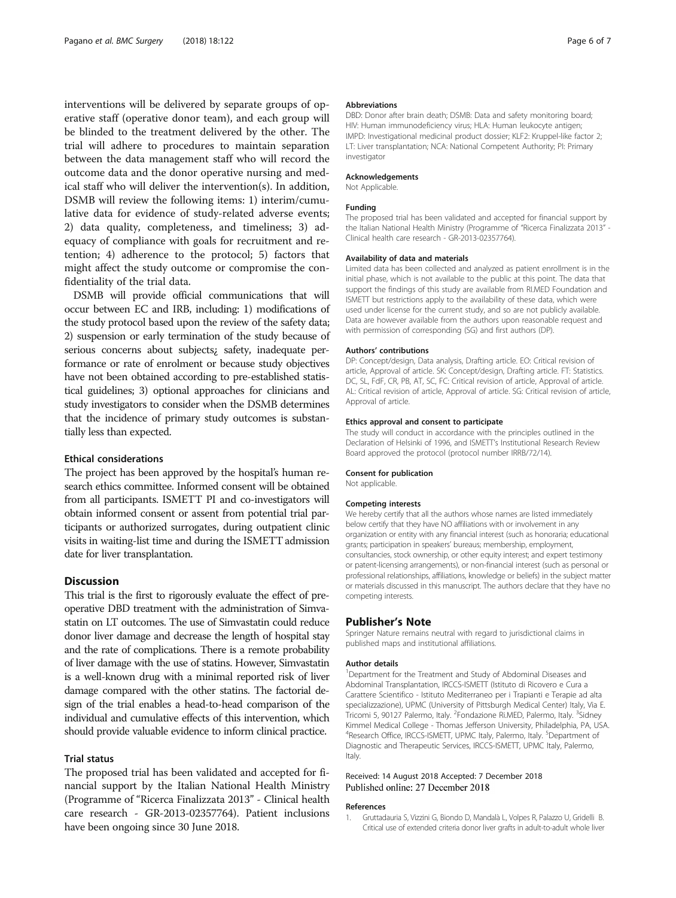interventions will be delivered by separate groups of operative staff (operative donor team), and each group will be blinded to the treatment delivered by the other. The trial will adhere to procedures to maintain separation between the data management staff who will record the outcome data and the donor operative nursing and medical staff who will deliver the intervention(s). In addition, DSMB will review the following items: 1) interim/cumulative data for evidence of study-related adverse events; 2) data quality, completeness, and timeliness; 3) adequacy of compliance with goals for recruitment and retention; 4) adherence to the protocol; 5) factors that might affect the study outcome or compromise the confidentiality of the trial data.

DSMB will provide official communications that will occur between EC and IRB, including: 1) modifications of the study protocol based upon the review of the safety data; 2) suspension or early termination of the study because of serious concerns about subjects¿ safety, inadequate performance or rate of enrolment or because study objectives have not been obtained according to pre-established statistical guidelines; 3) optional approaches for clinicians and study investigators to consider when the DSMB determines that the incidence of primary study outcomes is substantially less than expected.

### Ethical considerations

The project has been approved by the hospital's human research ethics committee. Informed consent will be obtained from all participants. ISMETT PI and co-investigators will obtain informed consent or assent from potential trial participants or authorized surrogates, during outpatient clinic visits in waiting-list time and during the ISMETT admission date for liver transplantation.

## Discussion

This trial is the first to rigorously evaluate the effect of preoperative DBD treatment with the administration of Simvastatin on LT outcomes. The use of Simvastatin could reduce donor liver damage and decrease the length of hospital stay and the rate of complications. There is a remote probability of liver damage with the use of statins. However, Simvastatin is a well-known drug with a minimal reported risk of liver damage compared with the other statins. The factorial design of the trial enables a head-to-head comparison of the individual and cumulative effects of this intervention, which should provide valuable evidence to inform clinical practice.

### Trial status

The proposed trial has been validated and accepted for financial support by the Italian National Health Ministry (Programme of "Ricerca Finalizzata 2013" - Clinical health care research - GR-2013-02357764). Patient inclusions have been ongoing since 30 June 2018.

#### Abbreviations

DBD: Donor after brain death; DSMB: Data and safety monitoring board; HIV: Human immunodeficiency virus; HLA: Human leukocyte antigen; IMPD: Investigational medicinal product dossier; KLF2: Kruppel-like factor 2; LT: Liver transplantation; NCA: National Competent Authority; PI: Primary investigator

#### Acknowledgements

Not Applicable.

#### Funding

The proposed trial has been validated and accepted for financial support by the Italian National Health Ministry (Programme of "Ricerca Finalizzata 2013" - Clinical health care research - GR-2013-02357764).

#### Availability of data and materials

Limited data has been collected and analyzed as patient enrollment is in the initial phase, which is not available to the public at this point. The data that support the findings of this study are available from RI.MED Foundation and ISMETT but restrictions apply to the availability of these data, which were used under license for the current study, and so are not publicly available. Data are however available from the authors upon reasonable request and with permission of corresponding (SG) and first authors (DP).

#### Authors' contributions

DP: Concept/design, Data analysis, Drafting article. EO: Critical revision of article, Approval of article. SK: Concept/design, Drafting article. FT: Statistics. DC, SL, FdF, CR, PB, AT, SC, FC: Critical revision of article, Approval of article. AL: Critical revision of article, Approval of article. SG: Critical revision of article, Approval of article.

#### Ethics approval and consent to participate

The study will conduct in accordance with the principles outlined in the Declaration of Helsinki of 1996, and ISMETT's Institutional Research Review Board approved the protocol (protocol number IRRB/72/14).

#### Consent for publication

Not applicable.

#### Competing interests

We hereby certify that all the authors whose names are listed immediately below certify that they have NO affiliations with or involvement in any organization or entity with any financial interest (such as honoraria; educational grants; participation in speakers' bureaus; membership, employment, consultancies, stock ownership, or other equity interest; and expert testimony or patent-licensing arrangements), or non-financial interest (such as personal or professional relationships, affiliations, knowledge or beliefs) in the subject matter or materials discussed in this manuscript. The authors declare that they have no competing interests.

## Publisher's Note

Springer Nature remains neutral with regard to jurisdictional claims in published maps and institutional affiliations.

#### Author details

[1]Department for the Treatment and Study of Abdominal Diseases and Abdominal Transplantation, IRCCS-ISMETT (Istituto di Ricovero e Cura a Carattere Scientifico - Istituto Mediterraneo per i Trapianti e Terapie ad alta specializzazione), UPMC (University of Pittsburgh Medical Center) Italy, Via E. Tricomi 5, 90127 Palermo, Italy. [2]Fondazione Ri.MED, Palermo, Italy. [3]Sidney Kimmel Medical College - Thomas Jefferson University, Philadelphia, PA, USA. [4]Research Office, IRCCS-ISMETT, UPMC Italy, Palermo, Italy. [5]Department of Diagnostic and Therapeutic Services, IRCCS-ISMETT, UPMC Italy, Palermo, Italy.

Received: 14 August 2018 Accepted: 7 December 2018
Published online: 27 December 2018

#### References

1. Gruttadauria S, Vizzini G, Biondo D, Mandalà L, Volpes R, Palazzo U, Gridelli B. Critical use of extended criteria donor liver grafts in adult-to-adult whole liver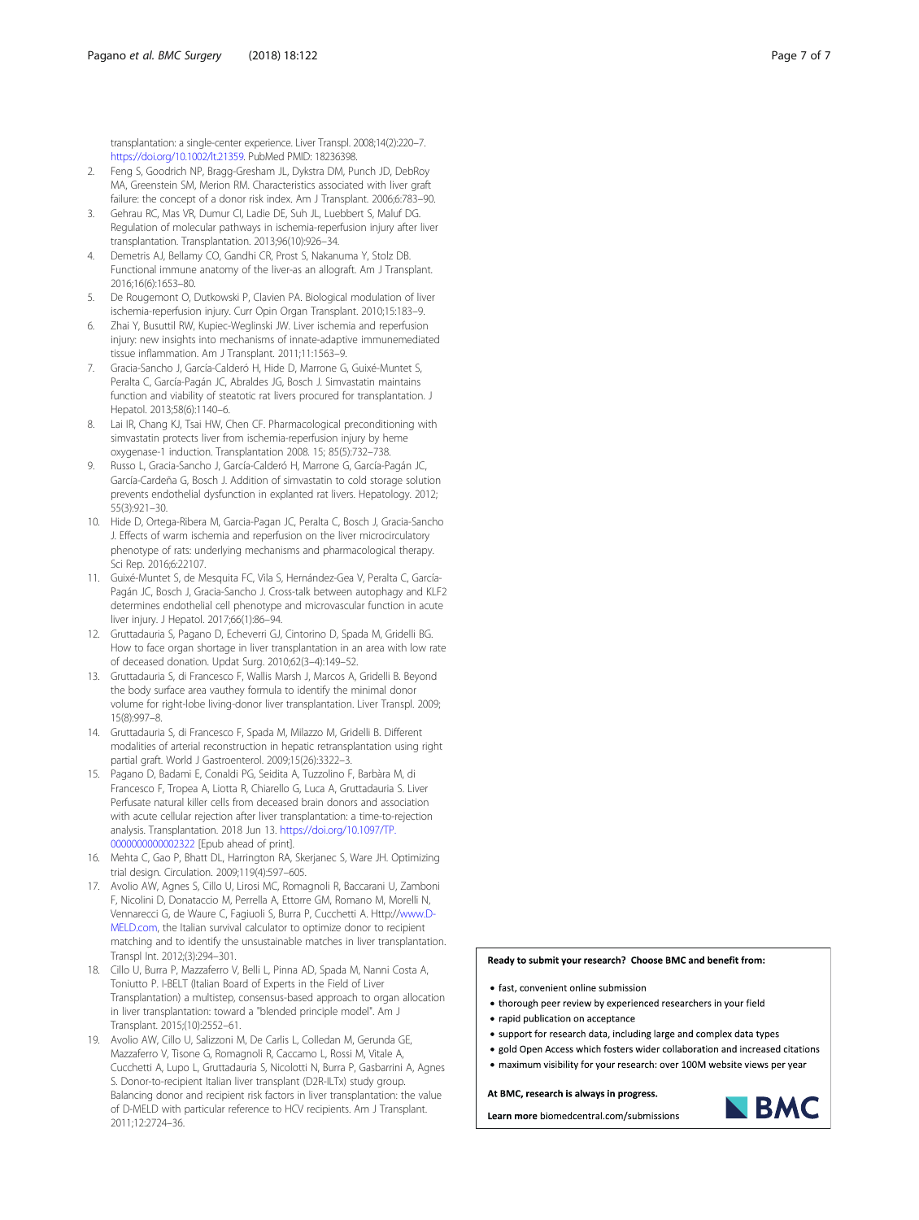transplantation: a single-center experience. Liver Transpl. 2008;14(2):220–7. https://doi.org/10.1002/lt.21359. PubMed PMID: 18236398.

2. Feng S, Goodrich NP, Bragg-Gresham JL, Dykstra DM, Punch JD, DebRoy MA, Greenstein SM, Merion RM. Characteristics associated with liver graft failure: the concept of a donor risk index. Am J Transplant. 2006;6:783–90.
3. Gehrau RC, Mas VR, Dumur CI, Ladie DE, Suh JL, Luebbert S, Maluf DG. Regulation of molecular pathways in ischemia-reperfusion injury after liver transplantation. Transplantation. 2013;96(10):926–34.
4. Demetris AJ, Bellamy CO, Gandhi CR, Prost S, Nakanuma Y, Stolz DB. Functional immune anatomy of the liver-as an allograft. Am J Transplant. 2016;16(6):1653–80.
5. De Rougemont O, Dutkowski P, Clavien PA. Biological modulation of liver ischemia-reperfusion injury. Curr Opin Organ Transplant. 2010;15:183–9.
6. Zhai Y, Busuttil RW, Kupiec-Weglinski JW. Liver ischemia and reperfusion injury: new insights into mechanisms of innate-adaptive immunemediated tissue inflammation. Am J Transplant. 2011;11:1563–9.
7. Gracia-Sancho J, García-Calderó H, Hide D, Marrone G, Guixé-Muntet S, Peralta C, García-Pagán JC, Abraldes JG, Bosch J. Simvastatin maintains function and viability of steatotic rat livers procured for transplantation. J Hepatol. 2013;58(6):1140–6.
8. Lai IR, Chang KJ, Tsai HW, Chen CF. Pharmacological preconditioning with simvastatin protects liver from ischemia-reperfusion injury by heme oxygenase-1 induction. Transplantation 2008. 15; 85(5):732–738.
9. Russo L, Gracia-Sancho J, García-Calderó H, Marrone G, García-Pagán JC, García-Cardeña G, Bosch J. Addition of simvastatin to cold storage solution prevents endothelial dysfunction in explanted rat livers. Hepatology. 2012; 55(3):921–30.
10. Hide D, Ortega-Ribera M, Garcia-Pagan JC, Peralta C, Bosch J, Gracia-Sancho J. Effects of warm ischemia and reperfusion on the liver microcirculatory phenotype of rats: underlying mechanisms and pharmacological therapy. Sci Rep. 2016;6:22107.
11. Guixé-Muntet S, de Mesquita FC, Vila S, Hernández-Gea V, Peralta C, García-Pagán JC, Bosch J, Gracia-Sancho J. Cross-talk between autophagy and KLF2 determines endothelial cell phenotype and microvascular function in acute liver injury. J Hepatol. 2017;66(1):86–94.
12. Gruttadauria S, Pagano D, Echeverri GJ, Cintorino D, Spada M, Gridelli BG. How to face organ shortage in liver transplantation in an area with low rate of deceased donation. Updat Surg. 2010;62(3–4):149–52.
13. Gruttadauria S, di Francesco F, Wallis Marsh J, Marcos A, Gridelli B. Beyond the body surface area vauthey formula to identify the minimal donor volume for right-lobe living-donor liver transplantation. Liver Transpl. 2009; 15(8):997–8.
14. Gruttadauria S, di Francesco F, Spada M, Milazzo M, Gridelli B. Different modalities of arterial reconstruction in hepatic retransplantation using right partial graft. World J Gastroenterol. 2009;15(26):3322–3.
15. Pagano D, Badami E, Conaldi PG, Seidita A, Tuzzolino F, Barbàra M, di Francesco F, Tropea A, Liotta R, Chiarello G, Luca A, Gruttadauria S. Liver Perfusate natural killer cells from deceased brain donors and association with acute cellular rejection after liver transplantation: a time-to-rejection analysis. Transplantation. 2018 Jun 13. https://doi.org/10.1097/TP.0000000000002322 [Epub ahead of print].
16. Mehta C, Gao P, Bhatt DL, Harrington RA, Skerjanec S, Ware JH. Optimizing trial design. Circulation. 2009;119(4):597–605.
17. Avolio AW, Agnes S, Cillo U, Lirosi MC, Romagnoli R, Baccarani U, Zamboni F, Nicolini D, Donataccio M, Perrella A, Ettorre GM, Romano M, Morelli N, Vennarecci G, de Waure C, Fagiuoli S, Burra P, Cucchetti A. Http://www.D-MELD.com, the Italian survival calculator to optimize donor to recipient matching and to identify the unsustainable matches in liver transplantation. Transpl Int. 2012;(3):294–301.
18. Cillo U, Burra P, Mazzaferro V, Belli L, Pinna AD, Spada M, Nanni Costa A, Toniutto P. I-BELT (Italian Board of Experts in the Field of Liver Transplantation) a multistep, consensus-based approach to organ allocation in liver transplantation: toward a "blended principle model". Am J Transplant. 2015;(10):2552–61.
19. Avolio AW, Cillo U, Salizzoni M, De Carlis L, Colledan M, Gerunda GE, Mazzaferro V, Tisone G, Romagnoli R, Caccamo L, Rossi M, Vitale A, Cucchetti A, Lupo L, Gruttadauria S, Nicolotti N, Burra P, Gasbarrini A, Agnes S. Donor-to-recipient Italian liver transplant (D2R-ILTx) study group. Balancing donor and recipient risk factors in liver transplantation: the value of D-MELD with particular reference to HCV recipients. Am J Transplant. 2011;12:2724–36.